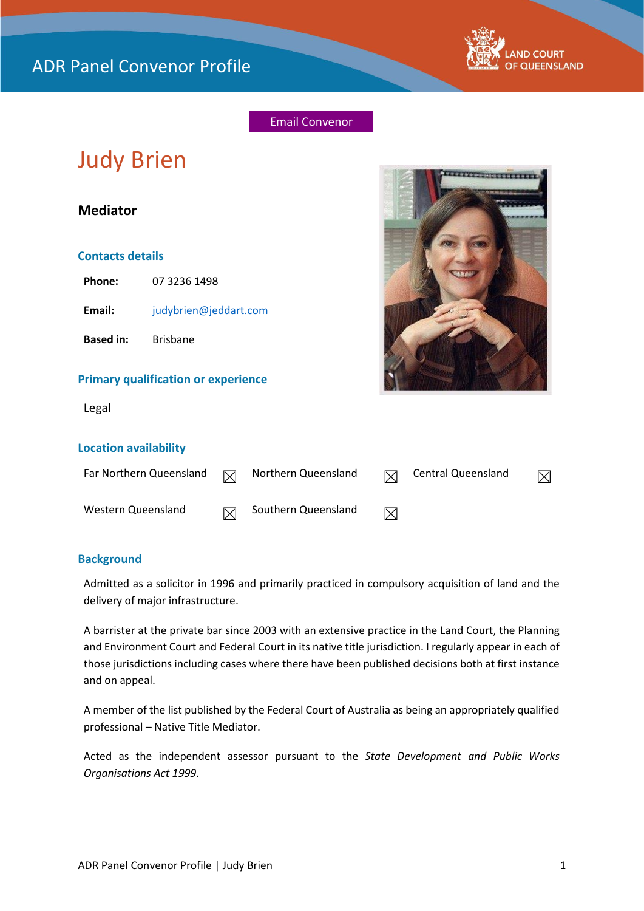# ADR Panel Convenor Profile

LAND COURT OF QUEENSLAND

Email Convenor

# Judy Brien

## Mediator

### Contacts details

**Phone:** 07 3236 1498

**Email:** judybrien@jeddart.com

**Based in:** Brisbane

### Primary qualification or experience

Legal

### Location availability

| | | | | | |
|---|---|---|---|---|---|
| Far Northern Queensland | ☒ | Northern Queensland | ☒ | Central Queensland | ☒ |
| Western Queensland | ☒ | Southern Queensland | ☒ | | |

### Background

Admitted as a solicitor in 1996 and primarily practiced in compulsory acquisition of land and the delivery of major infrastructure.

A barrister at the private bar since 2003 with an extensive practice in the Land Court, the Planning and Environment Court and Federal Court in its native title jurisdiction. I regularly appear in each of those jurisdictions including cases where there have been published decisions both at first instance and on appeal.

A member of the list published by the Federal Court of Australia as being an appropriately qualified professional – Native Title Mediator.

Acted as the independent assessor pursuant to the *State Development and Public Works Organisations Act 1999*.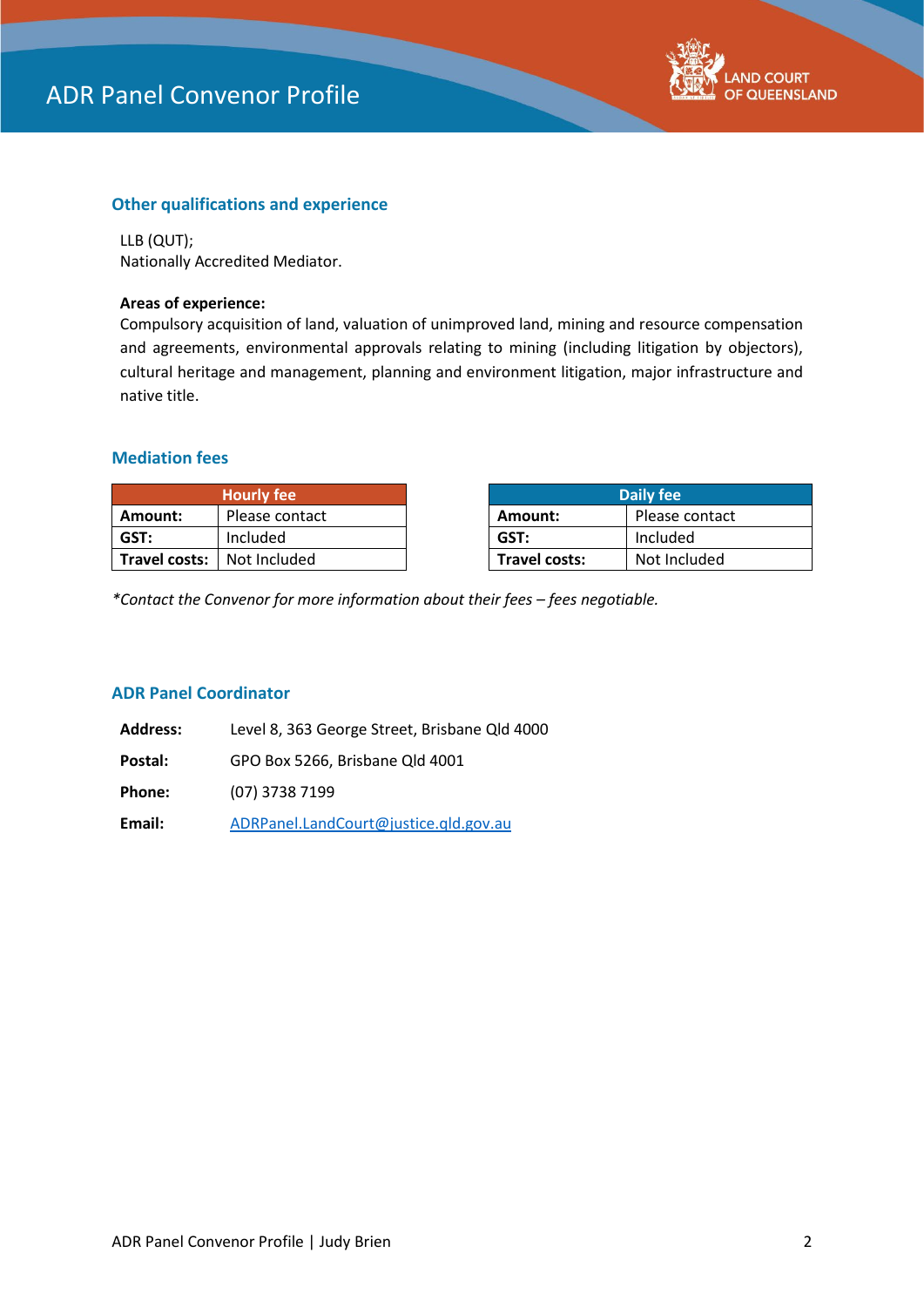## Other qualifications and experience

LLB (QUT);
Nationally Accredited Mediator.

**Areas of experience:**
Compulsory acquisition of land, valuation of unimproved land, mining and resource compensation and agreements, environmental approvals relating to mining (including litigation by objectors), cultural heritage and management, planning and environment litigation, major infrastructure and native title.

## Mediation fees

| Hourly fee | |
|---|---|
| **Amount:** | Please contact |
| **GST:** | Included |
| **Travel costs:** | Not Included |

| Daily fee | |
|---|---|
| **Amount:** | Please contact |
| **GST:** | Included |
| **Travel costs:** | Not Included |

*\*Contact the Convenor for more information about their fees – fees negotiable.*

## ADR Panel Coordinator

**Address:** Level 8, 363 George Street, Brisbane Qld 4000

**Postal:** GPO Box 5266, Brisbane Qld 4001

**Phone:** (07) 3738 7199

**Email:** ADRPanel.LandCourt@justice.qld.gov.au